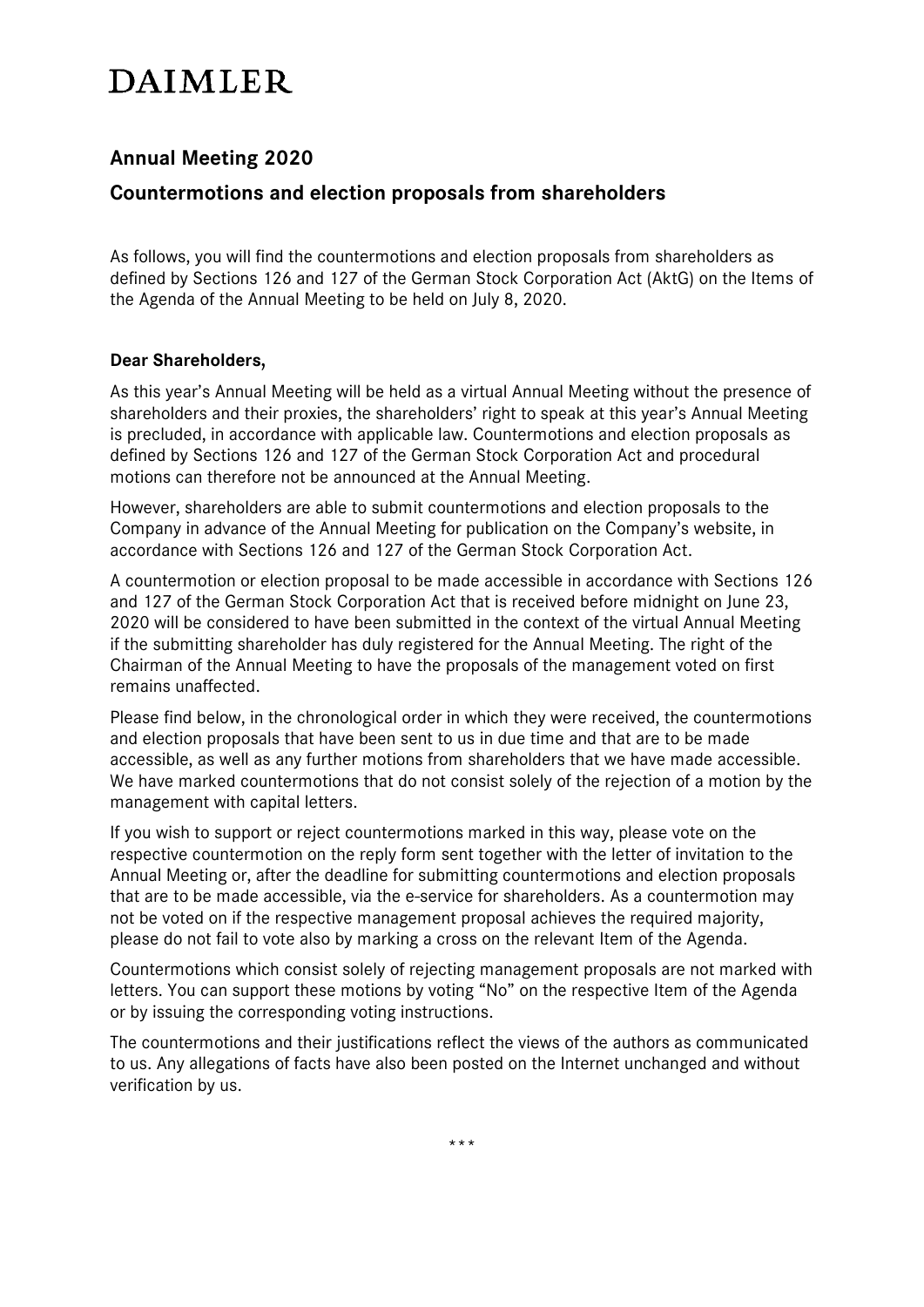# DAIMLER

## Annual Meeting 2020

## Countermotions and election proposals from shareholders

As follows, you will find the countermotions and election proposals from shareholders as defined by Sections 126 and 127 of the German Stock Corporation Act (AktG) on the Items of the Agenda of the Annual Meeting to be held on July 8, 2020.

**Dear Shareholders,**

As this year's Annual Meeting will be held as a virtual Annual Meeting without the presence of shareholders and their proxies, the shareholders' right to speak at this year's Annual Meeting is precluded, in accordance with applicable law. Countermotions and election proposals as defined by Sections 126 and 127 of the German Stock Corporation Act and procedural motions can therefore not be announced at the Annual Meeting.

However, shareholders are able to submit countermotions and election proposals to the Company in advance of the Annual Meeting for publication on the Company's website, in accordance with Sections 126 and 127 of the German Stock Corporation Act.

A countermotion or election proposal to be made accessible in accordance with Sections 126 and 127 of the German Stock Corporation Act that is received before midnight on June 23, 2020 will be considered to have been submitted in the context of the virtual Annual Meeting if the submitting shareholder has duly registered for the Annual Meeting. The right of the Chairman of the Annual Meeting to have the proposals of the management voted on first remains unaffected.

Please find below, in the chronological order in which they were received, the countermotions and election proposals that have been sent to us in due time and that are to be made accessible, as well as any further motions from shareholders that we have made accessible. We have marked countermotions that do not consist solely of the rejection of a motion by the management with capital letters.

If you wish to support or reject countermotions marked in this way, please vote on the respective countermotion on the reply form sent together with the letter of invitation to the Annual Meeting or, after the deadline for submitting countermotions and election proposals that are to be made accessible, via the e-service for shareholders. As a countermotion may not be voted on if the respective management proposal achieves the required majority, please do not fail to vote also by marking a cross on the relevant Item of the Agenda.

Countermotions which consist solely of rejecting management proposals are not marked with letters. You can support these motions by voting "No" on the respective Item of the Agenda or by issuing the corresponding voting instructions.

The countermotions and their justifications reflect the views of the authors as communicated to us. Any allegations of facts have also been posted on the Internet unchanged and without verification by us.

\* \* \*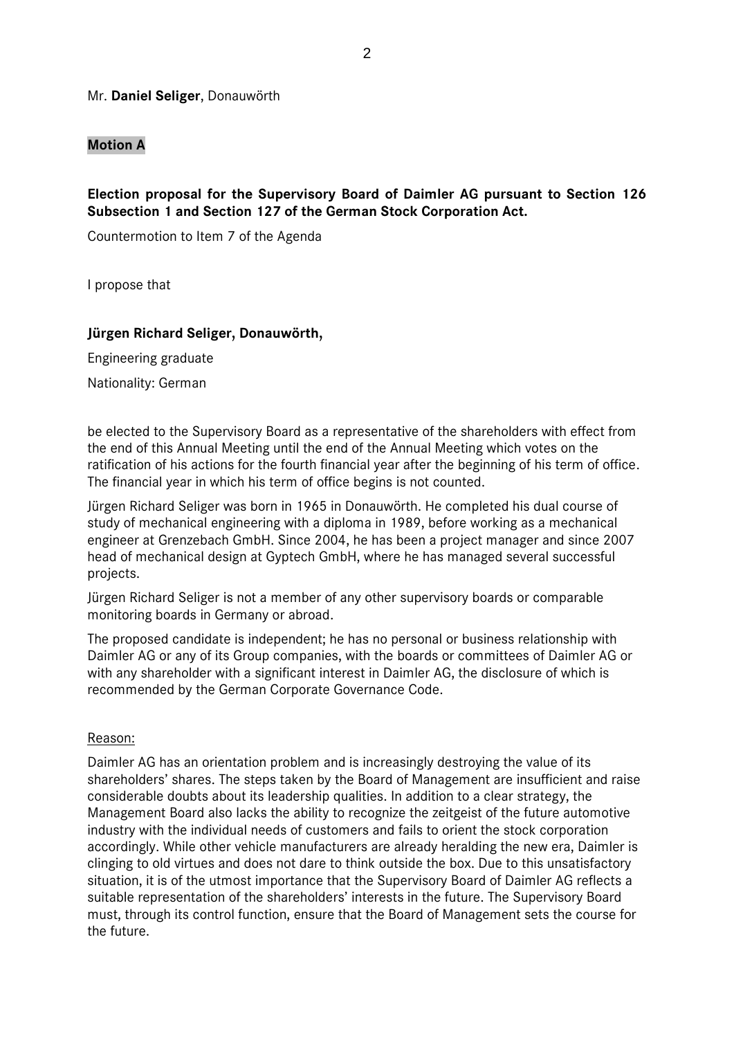Mr. **Daniel Seliger**, Donauwörth

**Motion A**

**Election proposal for the Supervisory Board of Daimler AG pursuant to Section 126 Subsection 1 and Section 127 of the German Stock Corporation Act.**

Countermotion to Item 7 of the Agenda

I propose that

**Jürgen Richard Seliger, Donauwörth,**

Engineering graduate

Nationality: German

be elected to the Supervisory Board as a representative of the shareholders with effect from the end of this Annual Meeting until the end of the Annual Meeting which votes on the ratification of his actions for the fourth financial year after the beginning of his term of office. The financial year in which his term of office begins is not counted.

Jürgen Richard Seliger was born in 1965 in Donauwörth. He completed his dual course of study of mechanical engineering with a diploma in 1989, before working as a mechanical engineer at Grenzebach GmbH. Since 2004, he has been a project manager and since 2007 head of mechanical design at Gyptech GmbH, where he has managed several successful projects.

Jürgen Richard Seliger is not a member of any other supervisory boards or comparable monitoring boards in Germany or abroad.

The proposed candidate is independent; he has no personal or business relationship with Daimler AG or any of its Group companies, with the boards or committees of Daimler AG or with any shareholder with a significant interest in Daimler AG, the disclosure of which is recommended by the German Corporate Governance Code.

Reason:

Daimler AG has an orientation problem and is increasingly destroying the value of its shareholders' shares. The steps taken by the Board of Management are insufficient and raise considerable doubts about its leadership qualities. In addition to a clear strategy, the Management Board also lacks the ability to recognize the zeitgeist of the future automotive industry with the individual needs of customers and fails to orient the stock corporation accordingly. While other vehicle manufacturers are already heralding the new era, Daimler is clinging to old virtues and does not dare to think outside the box. Due to this unsatisfactory situation, it is of the utmost importance that the Supervisory Board of Daimler AG reflects a suitable representation of the shareholders' interests in the future. The Supervisory Board must, through its control function, ensure that the Board of Management sets the course for the future.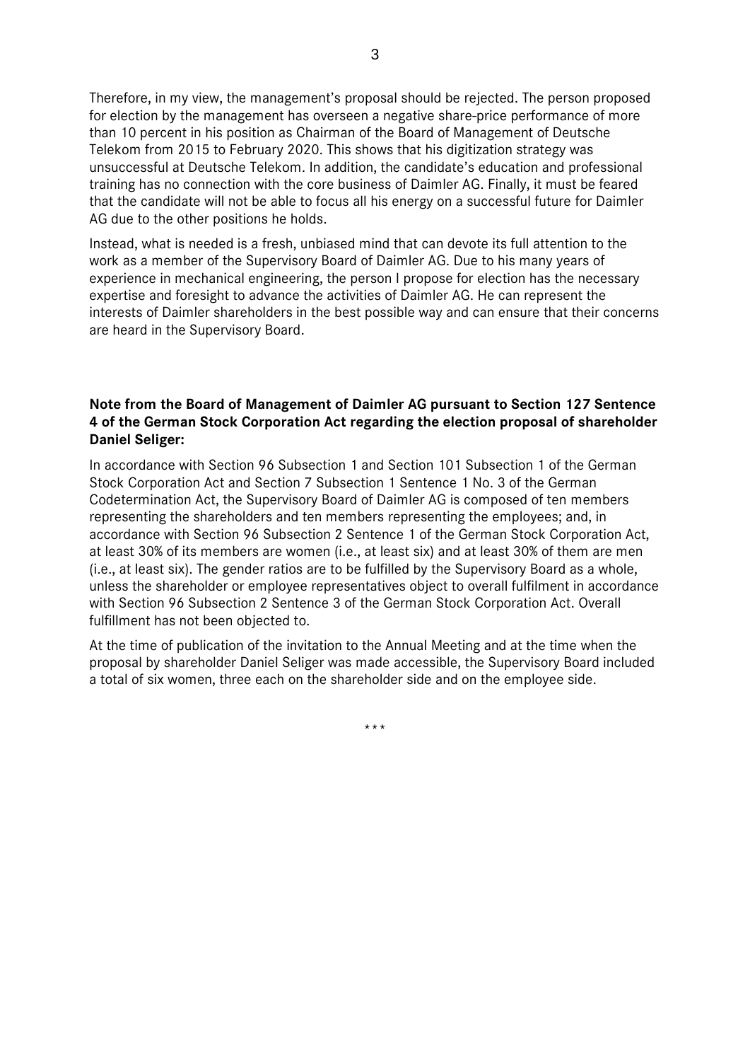Therefore, in my view, the management's proposal should be rejected. The person proposed for election by the management has overseen a negative share-price performance of more than 10 percent in his position as Chairman of the Board of Management of Deutsche Telekom from 2015 to February 2020. This shows that his digitization strategy was unsuccessful at Deutsche Telekom. In addition, the candidate's education and professional training has no connection with the core business of Daimler AG. Finally, it must be feared that the candidate will not be able to focus all his energy on a successful future for Daimler AG due to the other positions he holds.

Instead, what is needed is a fresh, unbiased mind that can devote its full attention to the work as a member of the Supervisory Board of Daimler AG. Due to his many years of experience in mechanical engineering, the person I propose for election has the necessary expertise and foresight to advance the activities of Daimler AG. He can represent the interests of Daimler shareholders in the best possible way and can ensure that their concerns are heard in the Supervisory Board.

**Note from the Board of Management of Daimler AG pursuant to Section 127 Sentence 4 of the German Stock Corporation Act regarding the election proposal of shareholder Daniel Seliger:**

In accordance with Section 96 Subsection 1 and Section 101 Subsection 1 of the German Stock Corporation Act and Section 7 Subsection 1 Sentence 1 No. 3 of the German Codetermination Act, the Supervisory Board of Daimler AG is composed of ten members representing the shareholders and ten members representing the employees; and, in accordance with Section 96 Subsection 2 Sentence 1 of the German Stock Corporation Act, at least 30% of its members are women (i.e., at least six) and at least 30% of them are men (i.e., at least six). The gender ratios are to be fulfilled by the Supervisory Board as a whole, unless the shareholder or employee representatives object to overall fulfilment in accordance with Section 96 Subsection 2 Sentence 3 of the German Stock Corporation Act. Overall fulfillment has not been objected to.

At the time of publication of the invitation to the Annual Meeting and at the time when the proposal by shareholder Daniel Seliger was made accessible, the Supervisory Board included a total of six women, three each on the shareholder side and on the employee side.

\*\*\*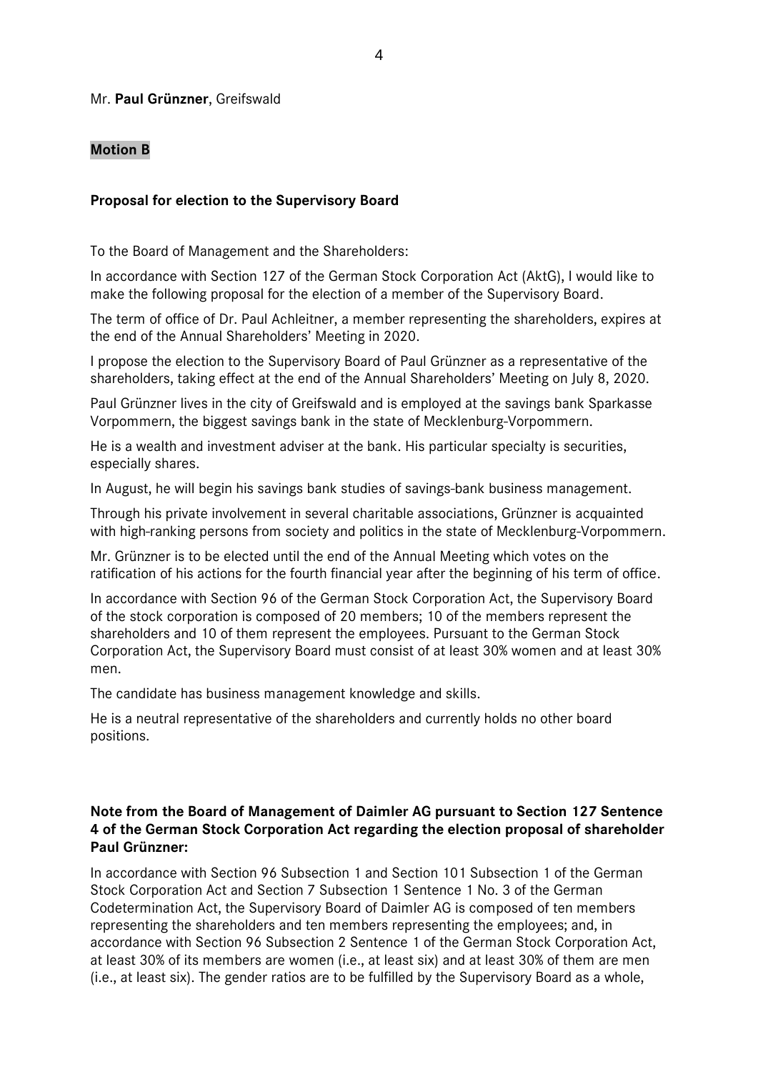Mr. **Paul Grünzner**, Greifswald

**Motion B**

**Proposal for election to the Supervisory Board**

To the Board of Management and the Shareholders:

In accordance with Section 127 of the German Stock Corporation Act (AktG), I would like to make the following proposal for the election of a member of the Supervisory Board.

The term of office of Dr. Paul Achleitner, a member representing the shareholders, expires at the end of the Annual Shareholders' Meeting in 2020.

I propose the election to the Supervisory Board of Paul Grünzner as a representative of the shareholders, taking effect at the end of the Annual Shareholders' Meeting on July 8, 2020.

Paul Grünzner lives in the city of Greifswald and is employed at the savings bank Sparkasse Vorpommern, the biggest savings bank in the state of Mecklenburg-Vorpommern.

He is a wealth and investment adviser at the bank. His particular specialty is securities, especially shares.

In August, he will begin his savings bank studies of savings-bank business management.

Through his private involvement in several charitable associations, Grünzner is acquainted with high-ranking persons from society and politics in the state of Mecklenburg-Vorpommern.

Mr. Grünzner is to be elected until the end of the Annual Meeting which votes on the ratification of his actions for the fourth financial year after the beginning of his term of office.

In accordance with Section 96 of the German Stock Corporation Act, the Supervisory Board of the stock corporation is composed of 20 members; 10 of the members represent the shareholders and 10 of them represent the employees. Pursuant to the German Stock Corporation Act, the Supervisory Board must consist of at least 30% women and at least 30% men.

The candidate has business management knowledge and skills.

He is a neutral representative of the shareholders and currently holds no other board positions.

**Note from the Board of Management of Daimler AG pursuant to Section 127 Sentence 4 of the German Stock Corporation Act regarding the election proposal of shareholder Paul Grünzner:**

In accordance with Section 96 Subsection 1 and Section 101 Subsection 1 of the German Stock Corporation Act and Section 7 Subsection 1 Sentence 1 No. 3 of the German Codetermination Act, the Supervisory Board of Daimler AG is composed of ten members representing the shareholders and ten members representing the employees; and, in accordance with Section 96 Subsection 2 Sentence 1 of the German Stock Corporation Act, at least 30% of its members are women (i.e., at least six) and at least 30% of them are men (i.e., at least six). The gender ratios are to be fulfilled by the Supervisory Board as a whole,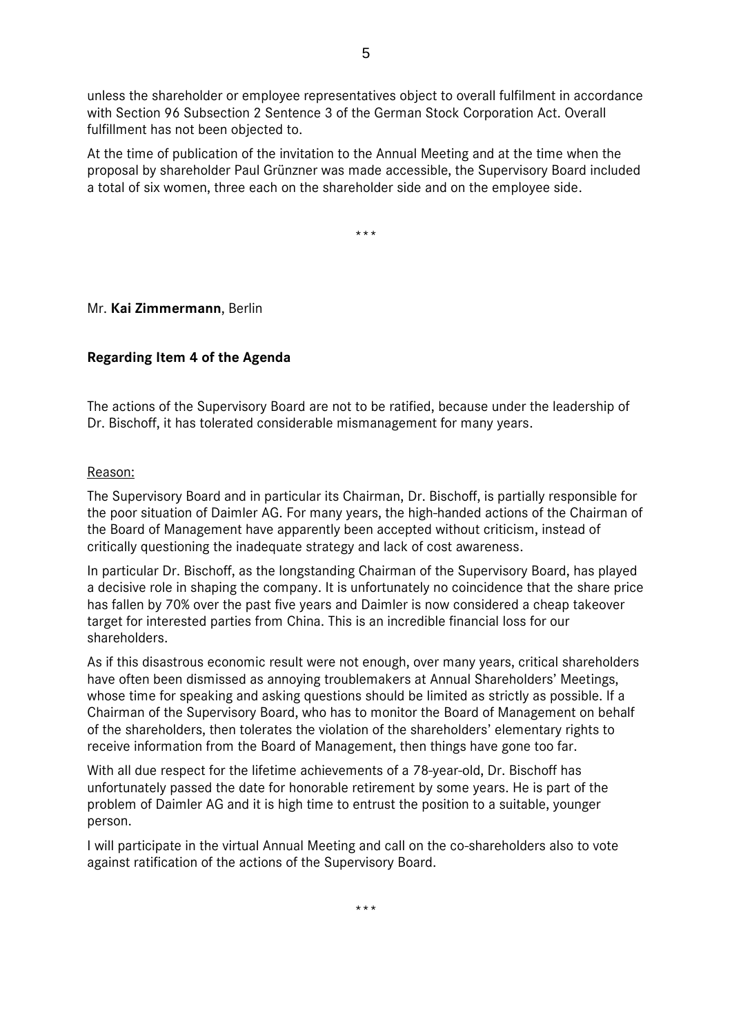unless the shareholder or employee representatives object to overall fulfilment in accordance with Section 96 Subsection 2 Sentence 3 of the German Stock Corporation Act. Overall fulfillment has not been objected to.

At the time of publication of the invitation to the Annual Meeting and at the time when the proposal by shareholder Paul Grünzner was made accessible, the Supervisory Board included a total of six women, three each on the shareholder side and on the employee side.

\*\*\*

Mr. **Kai Zimmermann**, Berlin

**Regarding Item 4 of the Agenda**

The actions of the Supervisory Board are not to be ratified, because under the leadership of Dr. Bischoff, it has tolerated considerable mismanagement for many years.

Reason:

The Supervisory Board and in particular its Chairman, Dr. Bischoff, is partially responsible for the poor situation of Daimler AG. For many years, the high-handed actions of the Chairman of the Board of Management have apparently been accepted without criticism, instead of critically questioning the inadequate strategy and lack of cost awareness.

In particular Dr. Bischoff, as the longstanding Chairman of the Supervisory Board, has played a decisive role in shaping the company. It is unfortunately no coincidence that the share price has fallen by 70% over the past five years and Daimler is now considered a cheap takeover target for interested parties from China. This is an incredible financial loss for our shareholders.

As if this disastrous economic result were not enough, over many years, critical shareholders have often been dismissed as annoying troublemakers at Annual Shareholders' Meetings, whose time for speaking and asking questions should be limited as strictly as possible. If a Chairman of the Supervisory Board, who has to monitor the Board of Management on behalf of the shareholders, then tolerates the violation of the shareholders' elementary rights to receive information from the Board of Management, then things have gone too far.

With all due respect for the lifetime achievements of a 78-year-old, Dr. Bischoff has unfortunately passed the date for honorable retirement by some years. He is part of the problem of Daimler AG and it is high time to entrust the position to a suitable, younger person.

I will participate in the virtual Annual Meeting and call on the co-shareholders also to vote against ratification of the actions of the Supervisory Board.

\*\*\*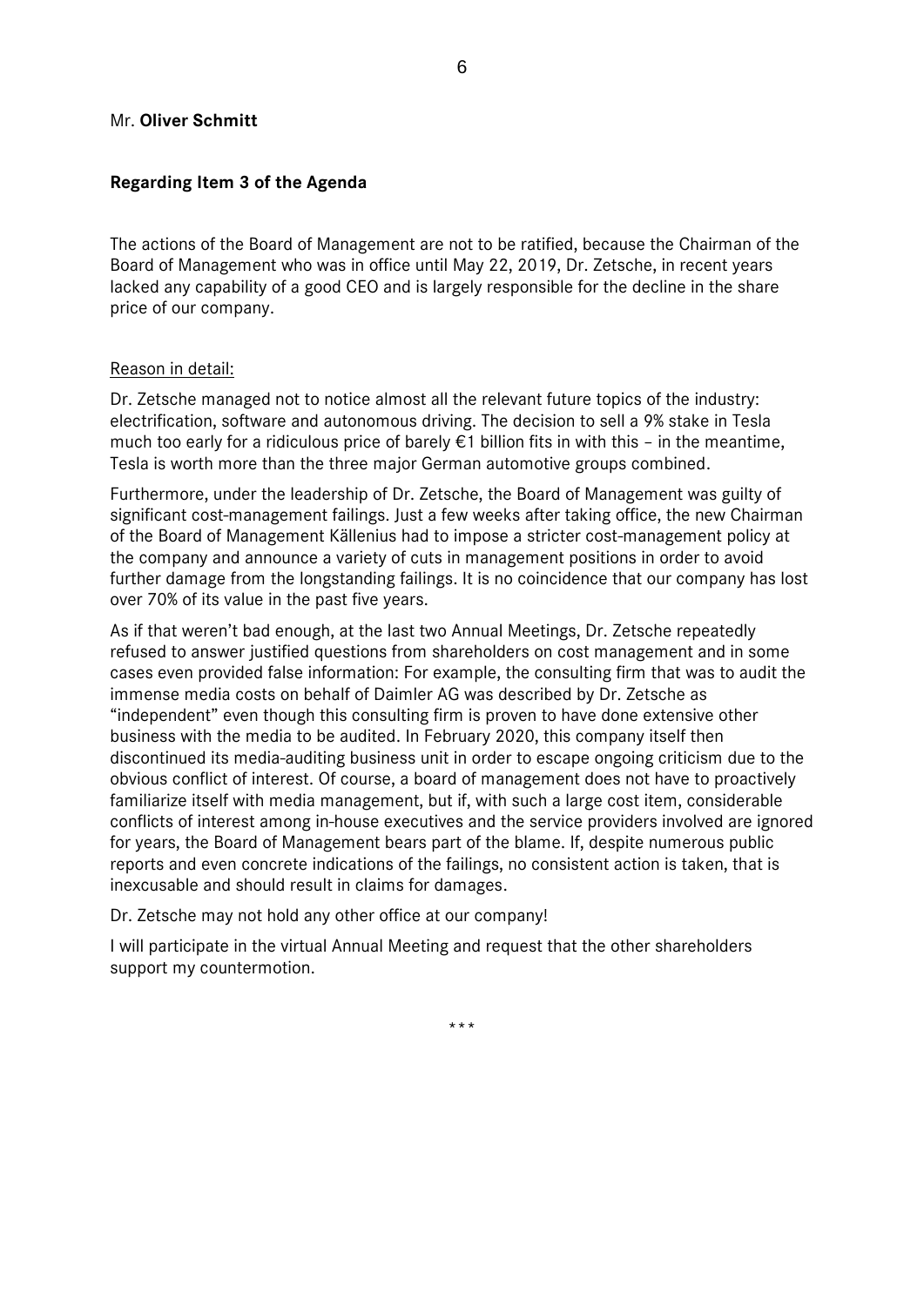Mr. **Oliver Schmitt**

**Regarding Item 3 of the Agenda**

The actions of the Board of Management are not to be ratified, because the Chairman of the Board of Management who was in office until May 22, 2019, Dr. Zetsche, in recent years lacked any capability of a good CEO and is largely responsible for the decline in the share price of our company.

Reason in detail:

Dr. Zetsche managed not to notice almost all the relevant future topics of the industry: electrification, software and autonomous driving. The decision to sell a 9% stake in Tesla much too early for a ridiculous price of barely €1 billion fits in with this – in the meantime, Tesla is worth more than the three major German automotive groups combined.

Furthermore, under the leadership of Dr. Zetsche, the Board of Management was guilty of significant cost-management failings. Just a few weeks after taking office, the new Chairman of the Board of Management Källenius had to impose a stricter cost-management policy at the company and announce a variety of cuts in management positions in order to avoid further damage from the longstanding failings. It is no coincidence that our company has lost over 70% of its value in the past five years.

As if that weren't bad enough, at the last two Annual Meetings, Dr. Zetsche repeatedly refused to answer justified questions from shareholders on cost management and in some cases even provided false information: For example, the consulting firm that was to audit the immense media costs on behalf of Daimler AG was described by Dr. Zetsche as "independent" even though this consulting firm is proven to have done extensive other business with the media to be audited. In February 2020, this company itself then discontinued its media-auditing business unit in order to escape ongoing criticism due to the obvious conflict of interest. Of course, a board of management does not have to proactively familiarize itself with media management, but if, with such a large cost item, considerable conflicts of interest among in-house executives and the service providers involved are ignored for years, the Board of Management bears part of the blame. If, despite numerous public reports and even concrete indications of the failings, no consistent action is taken, that is inexcusable and should result in claims for damages.

Dr. Zetsche may not hold any other office at our company!

I will participate in the virtual Annual Meeting and request that the other shareholders support my countermotion.

\*\*\*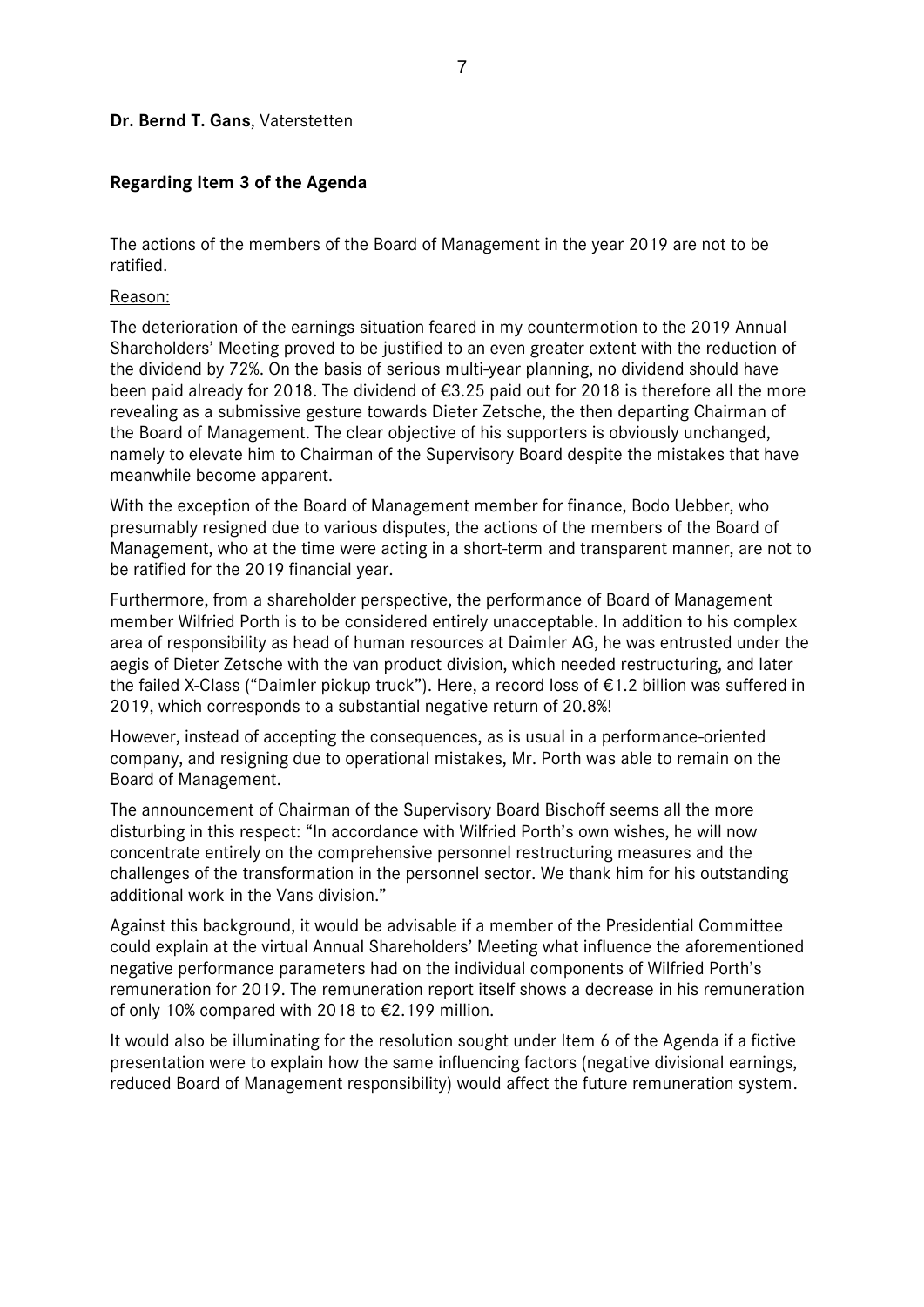**Dr. Bernd T. Gans**, Vaterstetten

**Regarding Item 3 of the Agenda**

The actions of the members of the Board of Management in the year 2019 are not to be ratified.

Reason:

The deterioration of the earnings situation feared in my countermotion to the 2019 Annual Shareholders' Meeting proved to be justified to an even greater extent with the reduction of the dividend by 72%. On the basis of serious multi-year planning, no dividend should have been paid already for 2018. The dividend of €3.25 paid out for 2018 is therefore all the more revealing as a submissive gesture towards Dieter Zetsche, the then departing Chairman of the Board of Management. The clear objective of his supporters is obviously unchanged, namely to elevate him to Chairman of the Supervisory Board despite the mistakes that have meanwhile become apparent.

With the exception of the Board of Management member for finance, Bodo Uebber, who presumably resigned due to various disputes, the actions of the members of the Board of Management, who at the time were acting in a short-term and transparent manner, are not to be ratified for the 2019 financial year.

Furthermore, from a shareholder perspective, the performance of Board of Management member Wilfried Porth is to be considered entirely unacceptable. In addition to his complex area of responsibility as head of human resources at Daimler AG, he was entrusted under the aegis of Dieter Zetsche with the van product division, which needed restructuring, and later the failed X-Class ("Daimler pickup truck"). Here, a record loss of €1.2 billion was suffered in 2019, which corresponds to a substantial negative return of 20.8%!

However, instead of accepting the consequences, as is usual in a performance-oriented company, and resigning due to operational mistakes, Mr. Porth was able to remain on the Board of Management.

The announcement of Chairman of the Supervisory Board Bischoff seems all the more disturbing in this respect: "In accordance with Wilfried Porth's own wishes, he will now concentrate entirely on the comprehensive personnel restructuring measures and the challenges of the transformation in the personnel sector. We thank him for his outstanding additional work in the Vans division."

Against this background, it would be advisable if a member of the Presidential Committee could explain at the virtual Annual Shareholders' Meeting what influence the aforementioned negative performance parameters had on the individual components of Wilfried Porth's remuneration for 2019. The remuneration report itself shows a decrease in his remuneration of only 10% compared with 2018 to €2.199 million.

It would also be illuminating for the resolution sought under Item 6 of the Agenda if a fictive presentation were to explain how the same influencing factors (negative divisional earnings, reduced Board of Management responsibility) would affect the future remuneration system.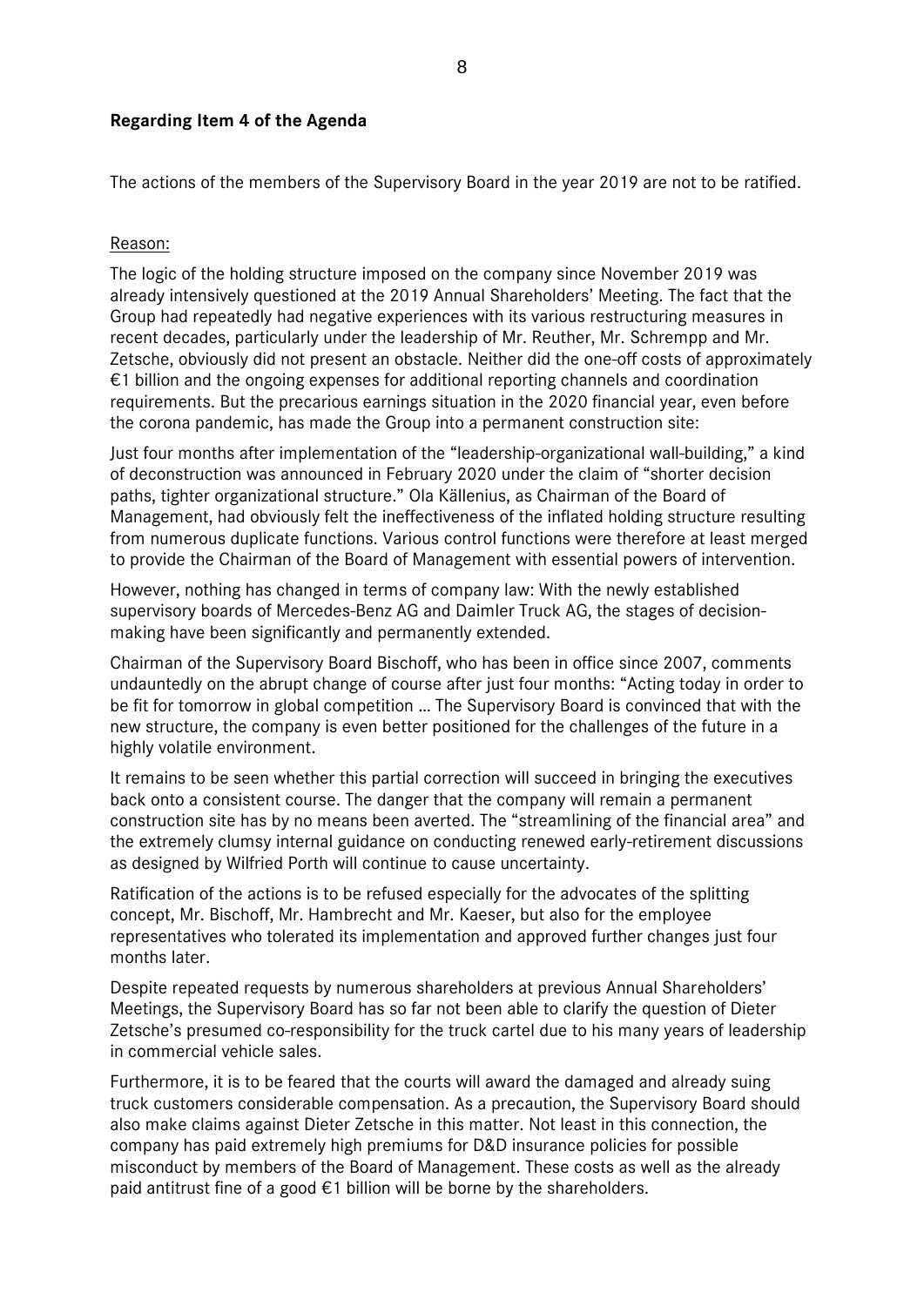**Regarding Item 4 of the Agenda**

The actions of the members of the Supervisory Board in the year 2019 are not to be ratified.

Reason:

The logic of the holding structure imposed on the company since November 2019 was already intensively questioned at the 2019 Annual Shareholders' Meeting. The fact that the Group had repeatedly had negative experiences with its various restructuring measures in recent decades, particularly under the leadership of Mr. Reuther, Mr. Schrempp and Mr. Zetsche, obviously did not present an obstacle. Neither did the one-off costs of approximately €1 billion and the ongoing expenses for additional reporting channels and coordination requirements. But the precarious earnings situation in the 2020 financial year, even before the corona pandemic, has made the Group into a permanent construction site:

Just four months after implementation of the "leadership-organizational wall-building," a kind of deconstruction was announced in February 2020 under the claim of "shorter decision paths, tighter organizational structure." Ola Källenius, as Chairman of the Board of Management, had obviously felt the ineffectiveness of the inflated holding structure resulting from numerous duplicate functions. Various control functions were therefore at least merged to provide the Chairman of the Board of Management with essential powers of intervention.

However, nothing has changed in terms of company law: With the newly established supervisory boards of Mercedes-Benz AG and Daimler Truck AG, the stages of decision-making have been significantly and permanently extended.

Chairman of the Supervisory Board Bischoff, who has been in office since 2007, comments undauntedly on the abrupt change of course after just four months: "Acting today in order to be fit for tomorrow in global competition ... The Supervisory Board is convinced that with the new structure, the company is even better positioned for the challenges of the future in a highly volatile environment.

It remains to be seen whether this partial correction will succeed in bringing the executives back onto a consistent course. The danger that the company will remain a permanent construction site has by no means been averted. The "streamlining of the financial area" and the extremely clumsy internal guidance on conducting renewed early-retirement discussions as designed by Wilfried Porth will continue to cause uncertainty.

Ratification of the actions is to be refused especially for the advocates of the splitting concept, Mr. Bischoff, Mr. Hambrecht and Mr. Kaeser, but also for the employee representatives who tolerated its implementation and approved further changes just four months later.

Despite repeated requests by numerous shareholders at previous Annual Shareholders' Meetings, the Supervisory Board has so far not been able to clarify the question of Dieter Zetsche's presumed co-responsibility for the truck cartel due to his many years of leadership in commercial vehicle sales.

Furthermore, it is to be feared that the courts will award the damaged and already suing truck customers considerable compensation. As a precaution, the Supervisory Board should also make claims against Dieter Zetsche in this matter. Not least in this connection, the company has paid extremely high premiums for D&D insurance policies for possible misconduct by members of the Board of Management. These costs as well as the already paid antitrust fine of a good €1 billion will be borne by the shareholders.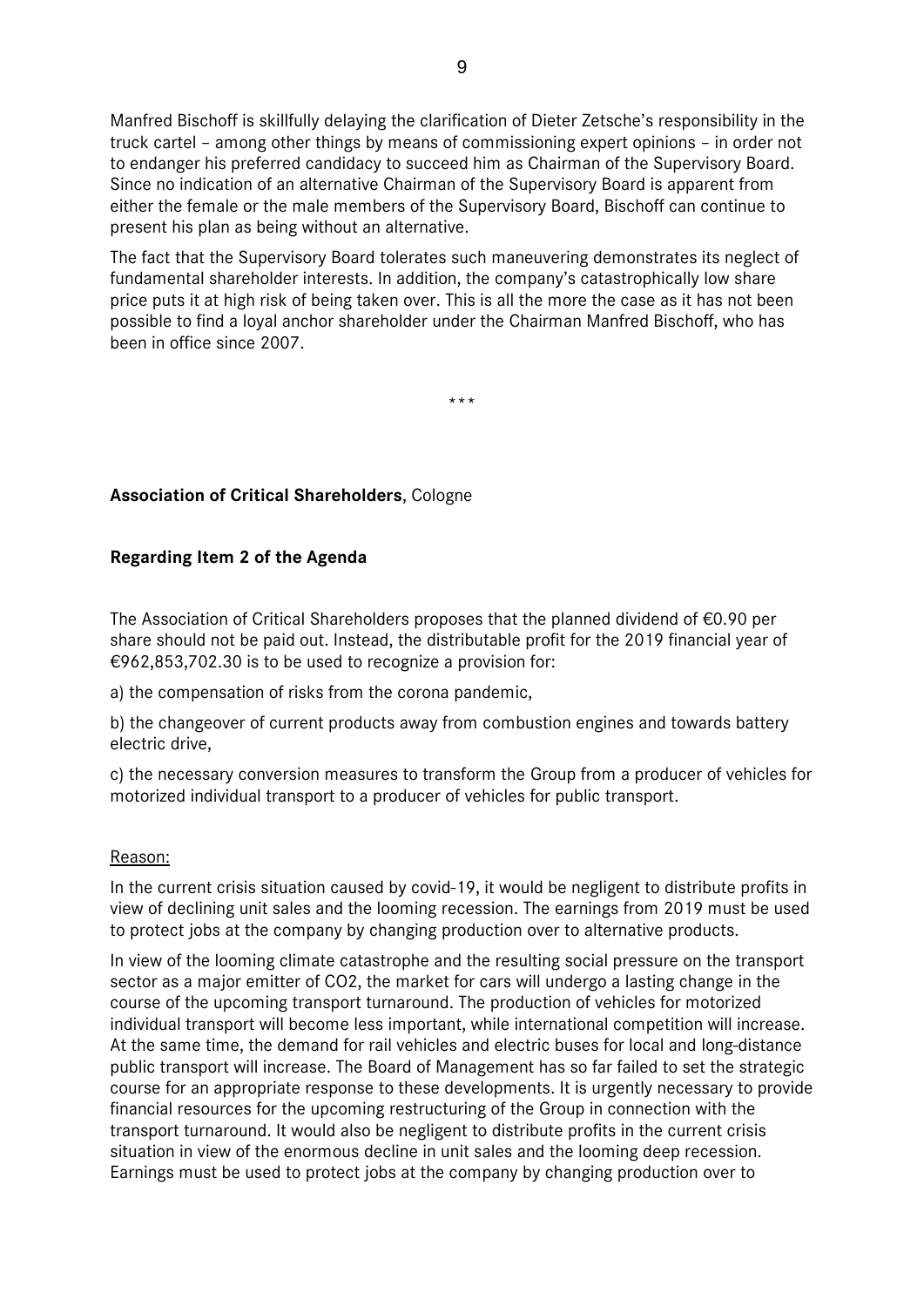Manfred Bischoff is skillfully delaying the clarification of Dieter Zetsche's responsibility in the truck cartel – among other things by means of commissioning expert opinions – in order not to endanger his preferred candidacy to succeed him as Chairman of the Supervisory Board. Since no indication of an alternative Chairman of the Supervisory Board is apparent from either the female or the male members of the Supervisory Board, Bischoff can continue to present his plan as being without an alternative.

The fact that the Supervisory Board tolerates such maneuvering demonstrates its neglect of fundamental shareholder interests. In addition, the company's catastrophically low share price puts it at high risk of being taken over. This is all the more the case as it has not been possible to find a loyal anchor shareholder under the Chairman Manfred Bischoff, who has been in office since 2007.

\*\*\*

**Association of Critical Shareholders**, Cologne

**Regarding Item 2 of the Agenda**

The Association of Critical Shareholders proposes that the planned dividend of €0.90 per share should not be paid out. Instead, the distributable profit for the 2019 financial year of €962,853,702.30 is to be used to recognize a provision for:

a) the compensation of risks from the corona pandemic,

b) the changeover of current products away from combustion engines and towards battery electric drive,

c) the necessary conversion measures to transform the Group from a producer of vehicles for motorized individual transport to a producer of vehicles for public transport.

Reason:

In the current crisis situation caused by covid-19, it would be negligent to distribute profits in view of declining unit sales and the looming recession. The earnings from 2019 must be used to protect jobs at the company by changing production over to alternative products.

In view of the looming climate catastrophe and the resulting social pressure on the transport sector as a major emitter of $CO_2$, the market for cars will undergo a lasting change in the course of the upcoming transport turnaround. The production of vehicles for motorized individual transport will become less important, while international competition will increase. At the same time, the demand for rail vehicles and electric buses for local and long-distance public transport will increase. The Board of Management has so far failed to set the strategic course for an appropriate response to these developments. It is urgently necessary to provide financial resources for the upcoming restructuring of the Group in connection with the transport turnaround. It would also be negligent to distribute profits in the current crisis situation in view of the enormous decline in unit sales and the looming deep recession. Earnings must be used to protect jobs at the company by changing production over to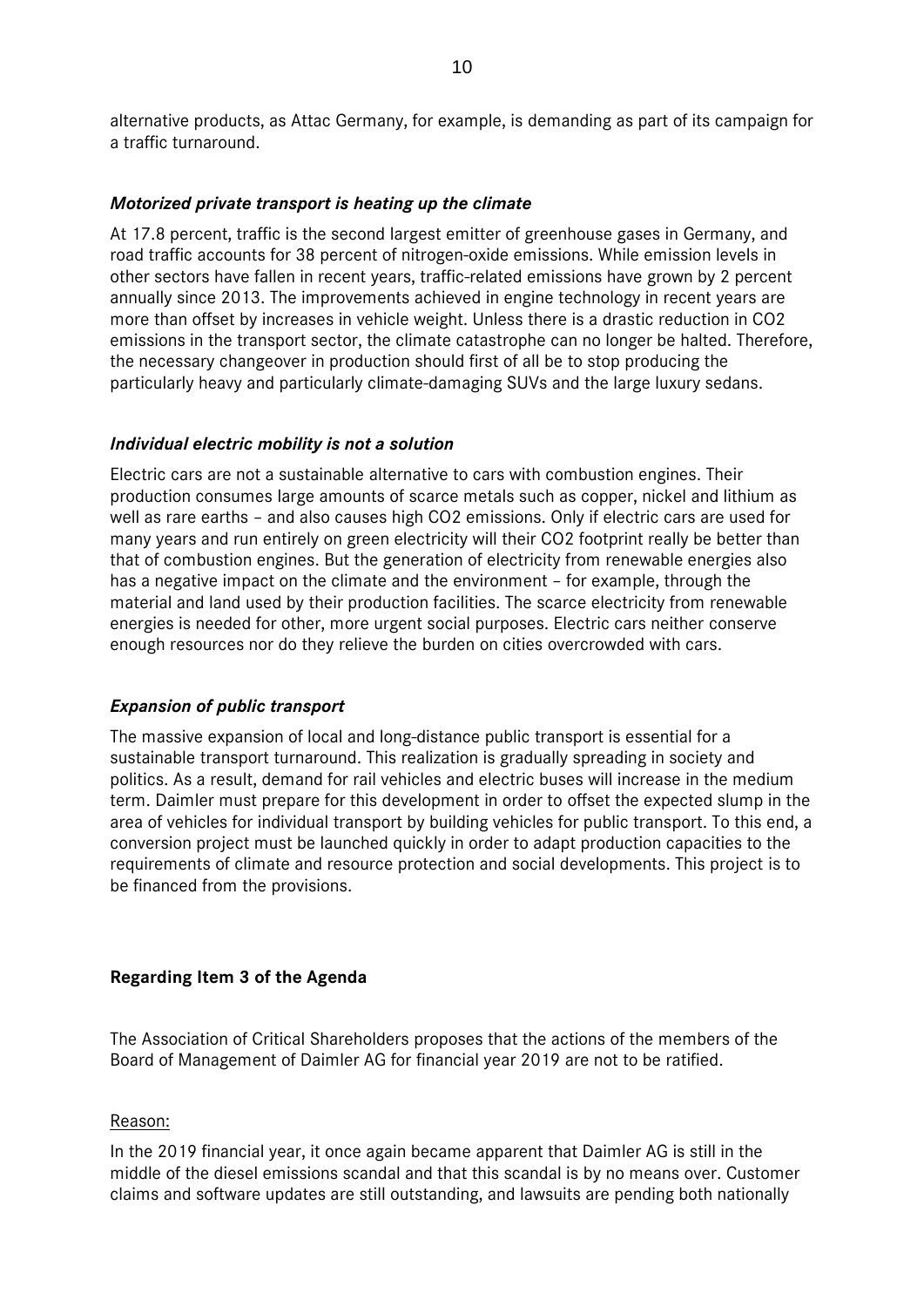alternative products, as Attac Germany, for example, is demanding as part of its campaign for a traffic turnaround.

### *Motorized private transport is heating up the climate*

At 17.8 percent, traffic is the second largest emitter of greenhouse gases in Germany, and road traffic accounts for 38 percent of nitrogen-oxide emissions. While emission levels in other sectors have fallen in recent years, traffic-related emissions have grown by 2 percent annually since 2013. The improvements achieved in engine technology in recent years are more than offset by increases in vehicle weight. Unless there is a drastic reduction in CO2 emissions in the transport sector, the climate catastrophe can no longer be halted. Therefore, the necessary changeover in production should first of all be to stop producing the particularly heavy and particularly climate-damaging SUVs and the large luxury sedans.

### *Individual electric mobility is not a solution*

Electric cars are not a sustainable alternative to cars with combustion engines. Their production consumes large amounts of scarce metals such as copper, nickel and lithium as well as rare earths – and also causes high CO2 emissions. Only if electric cars are used for many years and run entirely on green electricity will their CO2 footprint really be better than that of combustion engines. But the generation of electricity from renewable energies also has a negative impact on the climate and the environment – for example, through the material and land used by their production facilities. The scarce electricity from renewable energies is needed for other, more urgent social purposes. Electric cars neither conserve enough resources nor do they relieve the burden on cities overcrowded with cars.

### *Expansion of public transport*

The massive expansion of local and long-distance public transport is essential for a sustainable transport turnaround. This realization is gradually spreading in society and politics. As a result, demand for rail vehicles and electric buses will increase in the medium term. Daimler must prepare for this development in order to offset the expected slump in the area of vehicles for individual transport by building vehicles for public transport. To this end, a conversion project must be launched quickly in order to adapt production capacities to the requirements of climate and resource protection and social developments. This project is to be financed from the provisions.

## Regarding Item 3 of the Agenda

The Association of Critical Shareholders proposes that the actions of the members of the Board of Management of Daimler AG for financial year 2019 are not to be ratified.

Reason:

In the 2019 financial year, it once again became apparent that Daimler AG is still in the middle of the diesel emissions scandal and that this scandal is by no means over. Customer claims and software updates are still outstanding, and lawsuits are pending both nationally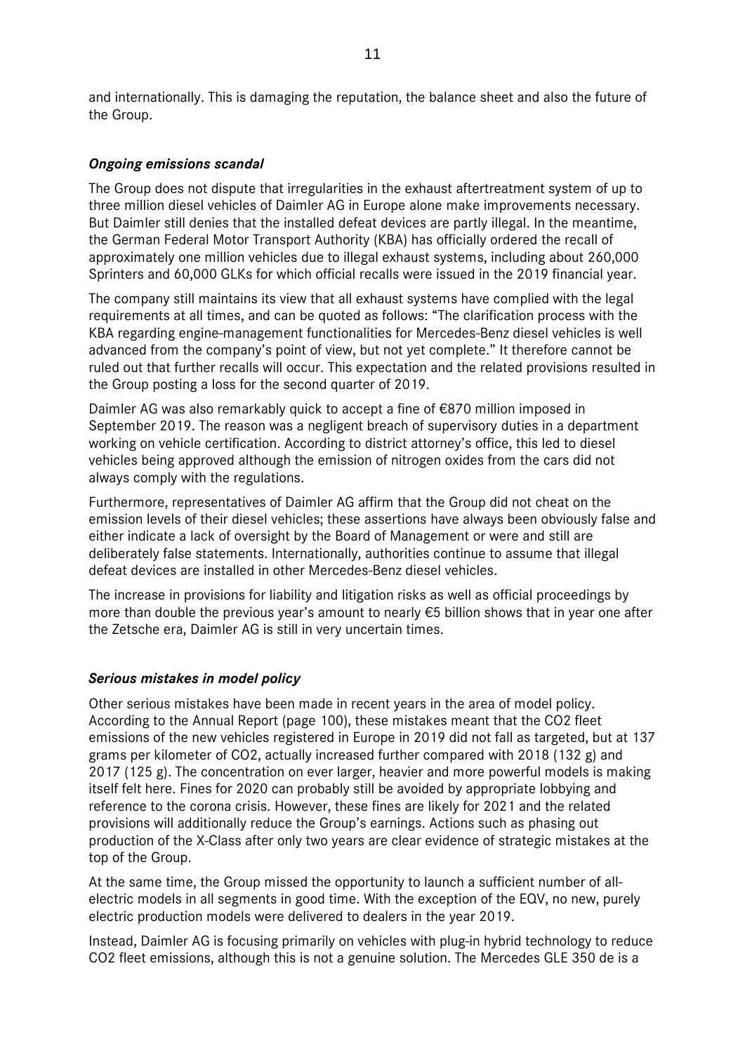and internationally. This is damaging the reputation, the balance sheet and also the future of the Group.

### *Ongoing emissions scandal*

The Group does not dispute that irregularities in the exhaust aftertreatment system of up to three million diesel vehicles of Daimler AG in Europe alone make improvements necessary. But Daimler still denies that the installed defeat devices are partly illegal. In the meantime, the German Federal Motor Transport Authority (KBA) has officially ordered the recall of approximately one million vehicles due to illegal exhaust systems, including about 260,000 Sprinters and 60,000 GLKs for which official recalls were issued in the 2019 financial year.

The company still maintains its view that all exhaust systems have complied with the legal requirements at all times, and can be quoted as follows: "The clarification process with the KBA regarding engine-management functionalities for Mercedes-Benz diesel vehicles is well advanced from the company's point of view, but not yet complete." It therefore cannot be ruled out that further recalls will occur. This expectation and the related provisions resulted in the Group posting a loss for the second quarter of 2019.

Daimler AG was also remarkably quick to accept a fine of €870 million imposed in September 2019. The reason was a negligent breach of supervisory duties in a department working on vehicle certification. According to district attorney's office, this led to diesel vehicles being approved although the emission of nitrogen oxides from the cars did not always comply with the regulations.

Furthermore, representatives of Daimler AG affirm that the Group did not cheat on the emission levels of their diesel vehicles; these assertions have always been obviously false and either indicate a lack of oversight by the Board of Management or were and still are deliberately false statements. Internationally, authorities continue to assume that illegal defeat devices are installed in other Mercedes-Benz diesel vehicles.

The increase in provisions for liability and litigation risks as well as official proceedings by more than double the previous year's amount to nearly €5 billion shows that in year one after the Zetsche era, Daimler AG is still in very uncertain times.

### *Serious mistakes in model policy*

Other serious mistakes have been made in recent years in the area of model policy. According to the Annual Report (page 100), these mistakes meant that the $CO_2$ fleet emissions of the new vehicles registered in Europe in 2019 did not fall as targeted, but at 137 grams per kilometer of $CO_2$, actually increased further compared with 2018 (132 g) and 2017 (125 g). The concentration on ever larger, heavier and more powerful models is making itself felt here. Fines for 2020 can probably still be avoided by appropriate lobbying and reference to the corona crisis. However, these fines are likely for 2021 and the related provisions will additionally reduce the Group's earnings. Actions such as phasing out production of the X-Class after only two years are clear evidence of strategic mistakes at the top of the Group.

At the same time, the Group missed the opportunity to launch a sufficient number of all-electric models in all segments in good time. With the exception of the EQV, no new, purely electric production models were delivered to dealers in the year 2019.

Instead, Daimler AG is focusing primarily on vehicles with plug-in hybrid technology to reduce $CO_2$ fleet emissions, although this is not a genuine solution. The Mercedes GLE 350 de is a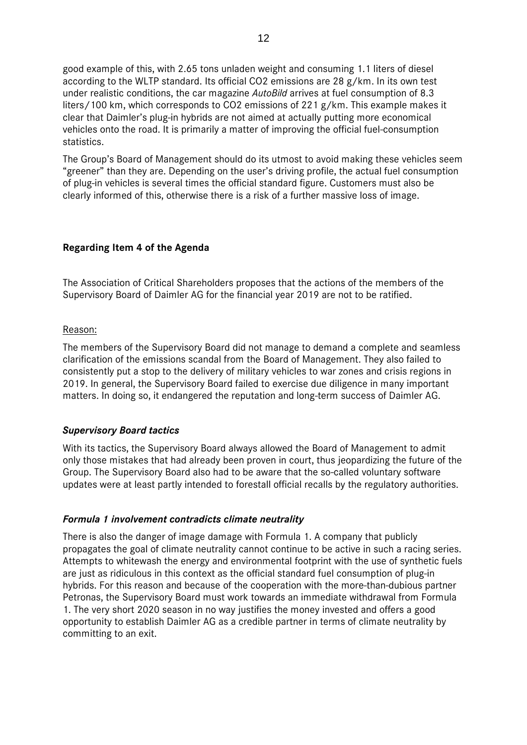good example of this, with 2.65 tons unladen weight and consuming 1.1 liters of diesel according to the WLTP standard. Its official $CO_2$ emissions are 28 g/km. In its own test under realistic conditions, the car magazine *AutoBild* arrives at fuel consumption of 8.3 liters/100 km, which corresponds to $CO_2$ emissions of 221 g/km. This example makes it clear that Daimler's plug-in hybrids are not aimed at actually putting more economical vehicles onto the road. It is primarily a matter of improving the official fuel-consumption statistics.

The Group's Board of Management should do its utmost to avoid making these vehicles seem "greener" than they are. Depending on the user's driving profile, the actual fuel consumption of plug-in vehicles is several times the official standard figure. Customers must also be clearly informed of this, otherwise there is a risk of a further massive loss of image.

## Regarding Item 4 of the Agenda

The Association of Critical Shareholders proposes that the actions of the members of the Supervisory Board of Daimler AG for the financial year 2019 are not to be ratified.

Reason:

The members of the Supervisory Board did not manage to demand a complete and seamless clarification of the emissions scandal from the Board of Management. They also failed to consistently put a stop to the delivery of military vehicles to war zones and crisis regions in 2019. In general, the Supervisory Board failed to exercise due diligence in many important matters. In doing so, it endangered the reputation and long-term success of Daimler AG.

### *Supervisory Board tactics*

With its tactics, the Supervisory Board always allowed the Board of Management to admit only those mistakes that had already been proven in court, thus jeopardizing the future of the Group. The Supervisory Board also had to be aware that the so-called voluntary software updates were at least partly intended to forestall official recalls by the regulatory authorities.

### *Formula 1 involvement contradicts climate neutrality*

There is also the danger of image damage with Formula 1. A company that publicly propagates the goal of climate neutrality cannot continue to be active in such a racing series. Attempts to whitewash the energy and environmental footprint with the use of synthetic fuels are just as ridiculous in this context as the official standard fuel consumption of plug-in hybrids. For this reason and because of the cooperation with the more-than-dubious partner Petronas, the Supervisory Board must work towards an immediate withdrawal from Formula 1. The very short 2020 season in no way justifies the money invested and offers a good opportunity to establish Daimler AG as a credible partner in terms of climate neutrality by committing to an exit.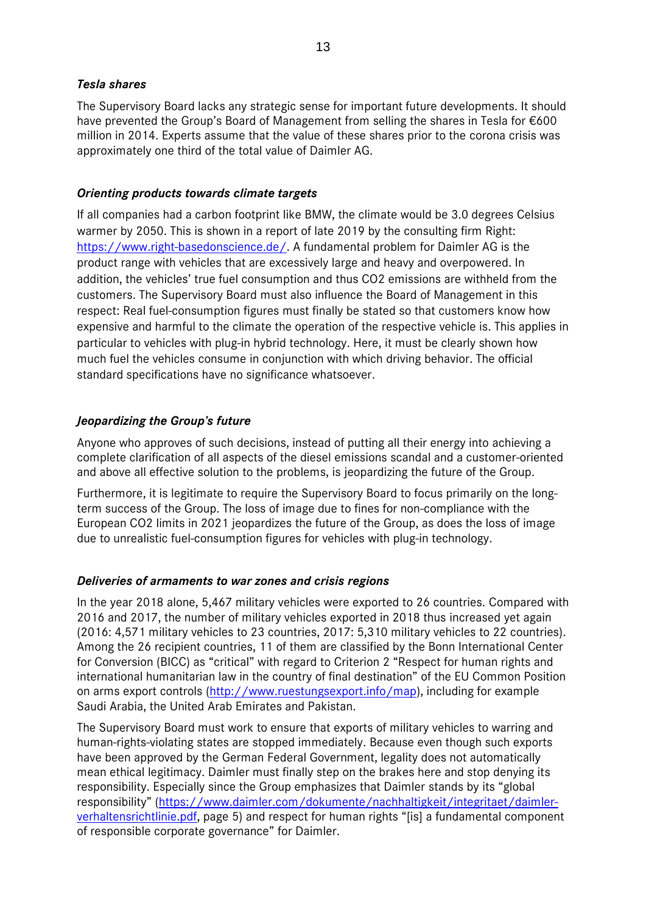### *Tesla shares*

The Supervisory Board lacks any strategic sense for important future developments. It should have prevented the Group's Board of Management from selling the shares in Tesla for €600 million in 2014. Experts assume that the value of these shares prior to the corona crisis was approximately one third of the total value of Daimler AG.

### *Orienting products towards climate targets*

If all companies had a carbon footprint like BMW, the climate would be 3.0 degrees Celsius warmer by 2050. This is shown in a report of late 2019 by the consulting firm Right: https://www.right-basedonscience.de/. A fundamental problem for Daimler AG is the product range with vehicles that are excessively large and heavy and overpowered. In addition, the vehicles' true fuel consumption and thus $CO_2$ emissions are withheld from the customers. The Supervisory Board must also influence the Board of Management in this respect: Real fuel-consumption figures must finally be stated so that customers know how expensive and harmful to the climate the operation of the respective vehicle is. This applies in particular to vehicles with plug-in hybrid technology. Here, it must be clearly shown how much fuel the vehicles consume in conjunction with which driving behavior. The official standard specifications have no significance whatsoever.

### *Jeopardizing the Group's future*

Anyone who approves of such decisions, instead of putting all their energy into achieving a complete clarification of all aspects of the diesel emissions scandal and a customer-oriented and above all effective solution to the problems, is jeopardizing the future of the Group.

Furthermore, it is legitimate to require the Supervisory Board to focus primarily on the long-term success of the Group. The loss of image due to fines for non-compliance with the European $CO_2$ limits in 2021 jeopardizes the future of the Group, as does the loss of image due to unrealistic fuel-consumption figures for vehicles with plug-in technology.

### *Deliveries of armaments to war zones and crisis regions*

In the year 2018 alone, 5,467 military vehicles were exported to 26 countries. Compared with 2016 and 2017, the number of military vehicles exported in 2018 thus increased yet again (2016: 4,571 military vehicles to 23 countries, 2017: 5,310 military vehicles to 22 countries). Among the 26 recipient countries, 11 of them are classified by the Bonn International Center for Conversion (BICC) as "critical" with regard to Criterion 2 "Respect for human rights and international humanitarian law in the country of final destination" of the EU Common Position on arms export controls (http://www.ruestungsexport.info/map), including for example Saudi Arabia, the United Arab Emirates and Pakistan.

The Supervisory Board must work to ensure that exports of military vehicles to warring and human-rights-violating states are stopped immediately. Because even though such exports have been approved by the German Federal Government, legality does not automatically mean ethical legitimacy. Daimler must finally step on the brakes here and stop denying its responsibility. Especially since the Group emphasizes that Daimler stands by its "global responsibility" (https://www.daimler.com/dokumente/nachhaltigkeit/integritaet/daimler-verhaltensrichtlinie.pdf, page 5) and respect for human rights "[is] a fundamental component of responsible corporate governance" for Daimler.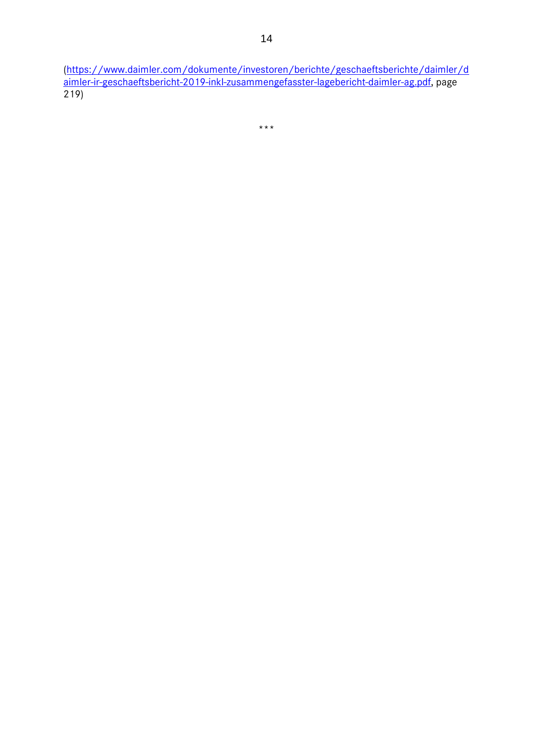(https://www.daimler.com/dokumente/investoren/berichte/geschaeftsberichte/daimler/daimler-ir-geschaeftsbericht-2019-inkl-zusammengefasster-lagebericht-daimler-ag.pdf, page 219)

***